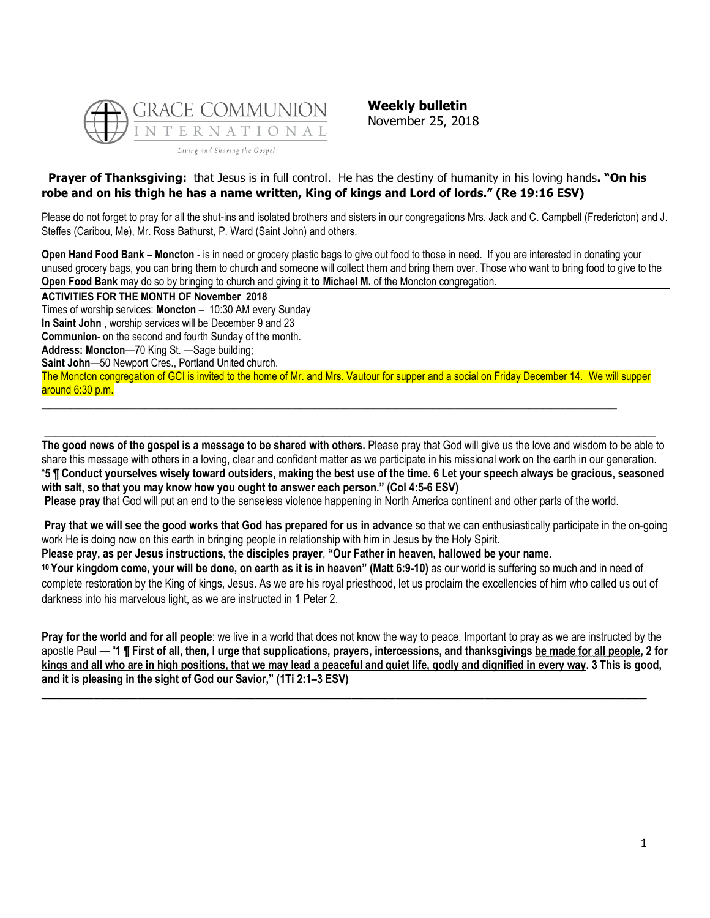**Weekly bulletin**
November 25, 2018

**Prayer of Thanksgiving:** that Jesus is in full control. He has the destiny of humanity in his loving hands**. "On his robe and on his thigh he has a name written, King of kings and Lord of lords." (Re 19:16 ESV)**

Please do not forget to pray for all the shut-ins and isolated brothers and sisters in our congregations Mrs. Jack and C. Campbell (Fredericton) and J. Steffes (Caribou, Me), Mr. Ross Bathurst, P. Ward (Saint John) and others.

**Open Hand Food Bank – Moncton** - is in need or grocery plastic bags to give out food to those in need. If you are interested in donating your unused grocery bags, you can bring them to church and someone will collect them and bring them over. Those who want to bring food to give to the **Open Food Bank** may do so by bringing to church and giving it **to Michael M.** of the Moncton congregation.

**ACTIVITIES FOR THE MONTH OF November 2018**

Times of worship services: **Moncton** – 10:30 AM every Sunday

**In Saint John** , worship services will be December 9 and 23

**Communion**- on the second and fourth Sunday of the month.

**Address: Moncton**—70 King St. —Sage building;

**Saint John**—50 Newport Cres., Portland United church.

The Moncton congregation of GCI is invited to the home of Mr. and Mrs. Vautour for supper and a social on Friday December 14. We will supper around 6:30 p.m.

---

**The good news of the gospel is a message to be shared with others.** Please pray that God will give us the love and wisdom to be able to share this message with others in a loving, clear and confident matter as we participate in his missional work on the earth in our generation. "**5 ¶ Conduct yourselves wisely toward outsiders, making the best use of the time. 6 Let your speech always be gracious, seasoned with salt, so that you may know how you ought to answer each person." (Col 4:5-6 ESV)**

**Please pray** that God will put an end to the senseless violence happening in North America continent and other parts of the world.

**Pray that we will see the good works that God has prepared for us in advance** so that we can enthusiastically participate in the on-going work He is doing now on this earth in bringing people in relationship with him in Jesus by the Holy Spirit.

**Please pray, as per Jesus instructions, the disciples prayer**, **"Our Father in heaven, hallowed be your name.**
**10 Your kingdom come, your will be done, on earth as it is in heaven" (Matt 6:9-10)** as our world is suffering so much and in need of complete restoration by the King of kings, Jesus. As we are his royal priesthood, let us proclaim the excellencies of him who called us out of darkness into his marvelous light, as we are instructed in 1 Peter 2.

**Pray for the world and for all people**: we live in a world that does not know the way to peace. Important to pray as we are instructed by the apostle Paul — "**1 ¶ First of all, then, I urge that supplications, prayers, intercessions, and thanksgivings be made for all people, 2 for kings and all who are in high positions, that we may lead a peaceful and quiet life, godly and dignified in every way. 3 This is good, and it is pleasing in the sight of God our Savior," (1Ti 2:1–3 ESV)**

---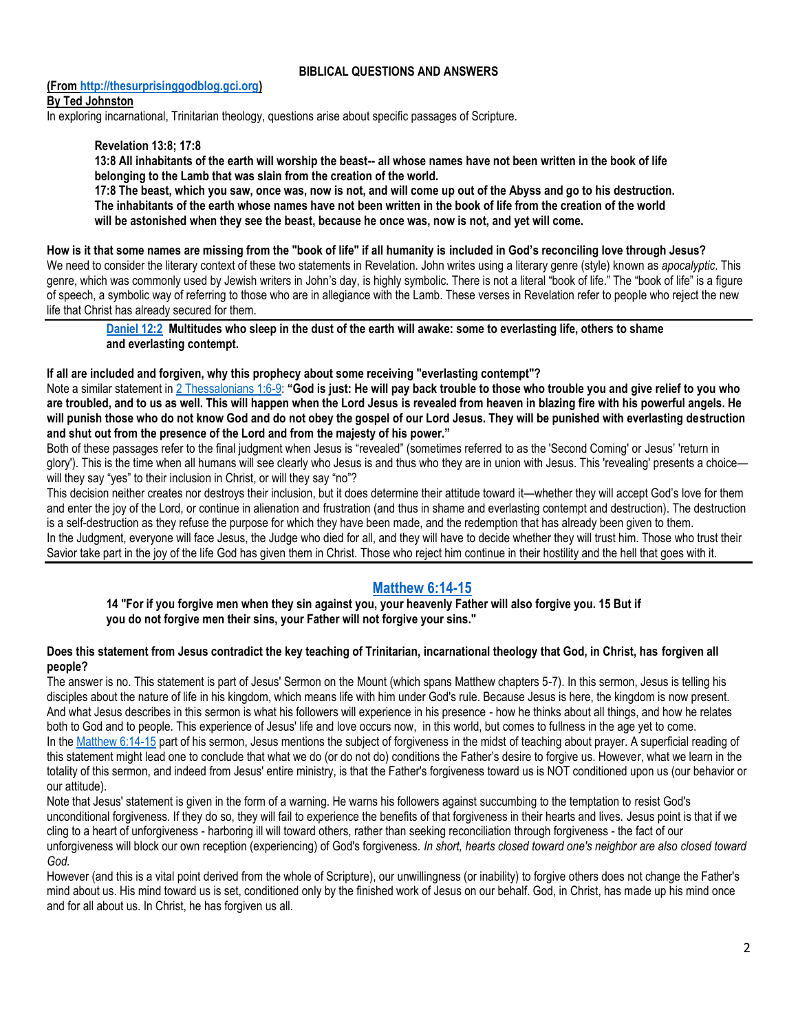**BIBLICAL QUESTIONS AND ANSWERS**

**(From [http://thesurprisinggodblog.gci.org](http://thesurprisinggodblog.gci.org))**

**By Ted Johnston**

In exploring incarnational, Trinitarian theology, questions arise about specific passages of Scripture.

> **Revelation 13:8; 17:8**
>
> **13:8 All inhabitants of the earth will worship the beast-- all whose names have not been written in the book of life belonging to the Lamb that was slain from the creation of the world.**
>
> **17:8 The beast, which you saw, once was, now is not, and will come up out of the Abyss and go to his destruction. The inhabitants of the earth whose names have not been written in the book of life from the creation of the world will be astonished when they see the beast, because he once was, now is not, and yet will come.**

**How is it that some names are missing from the "book of life" if all humanity is included in God's reconciling love through Jesus?**

We need to consider the literary context of these two statements in Revelation. John writes using a literary genre (style) known as *apocalyptic*. This genre, which was commonly used by Jewish writers in John's day, is highly symbolic. There is not a literal "book of life." The "book of life" is a figure of speech, a symbolic way of referring to those who are in allegiance with the Lamb. These verses in Revelation refer to people who reject the new life that Christ has already secured for them.

---

> **Daniel 12:2 Multitudes who sleep in the dust of the earth will awake: some to everlasting life, others to shame and everlasting contempt.**

**If all are included and forgiven, why this prophecy about some receiving "everlasting contempt"?**

Note a similar statement in 2 Thessalonians 1:6-9: **"God is just: He will pay back trouble to those who trouble you and give relief to you who are troubled, and to us as well. This will happen when the Lord Jesus is revealed from heaven in blazing fire with his powerful angels. He will punish those who do not know God and do not obey the gospel of our Lord Jesus. They will be punished with everlasting destruction and shut out from the presence of the Lord and from the majesty of his power."**

Both of these passages refer to the final judgment when Jesus is "revealed" (sometimes referred to as the 'Second Coming' or Jesus' 'return in glory'). This is the time when all humans will see clearly who Jesus is and thus who they are in union with Jesus. This 'revealing' presents a choice—will they say "yes" to their inclusion in Christ, or will they say "no"?

This decision neither creates nor destroys their inclusion, but it does determine their attitude toward it—whether they will accept God's love for them and enter the joy of the Lord, or continue in alienation and frustration (and thus in shame and everlasting contempt and destruction). The destruction is a self-destruction as they refuse the purpose for which they have been made, and the redemption that has already been given to them.

In the Judgment, everyone will face Jesus, the Judge who died for all, and they will have to decide whether they will trust him. Those who trust their Savior take part in the joy of the life God has given them in Christ. Those who reject him continue in their hostility and the hell that goes with it.

---

## Matthew 6:14-15

> **14 "For if you forgive men when they sin against you, your heavenly Father will also forgive you. 15 But if you do not forgive men their sins, your Father will not forgive your sins."**

**Does this statement from Jesus contradict the key teaching of Trinitarian, incarnational theology that God, in Christ, has forgiven all people?**

The answer is no. This statement is part of Jesus' Sermon on the Mount (which spans Matthew chapters 5-7). In this sermon, Jesus is telling his disciples about the nature of life in his kingdom, which means life with him under God's rule. Because Jesus is here, the kingdom is now present. And what Jesus describes in this sermon is what his followers will experience in his presence - how he thinks about all things, and how he relates both to God and to people. This experience of Jesus' life and love occurs now, in this world, but comes to fullness in the age yet to come.

In the Matthew 6:14-15 part of his sermon, Jesus mentions the subject of forgiveness in the midst of teaching about prayer. A superficial reading of this statement might lead one to conclude that what we do (or do not do) conditions the Father's desire to forgive us. However, what we learn in the totality of this sermon, and indeed from Jesus' entire ministry, is that the Father's forgiveness toward us is NOT conditioned upon us (our behavior or our attitude).

Note that Jesus' statement is given in the form of a warning. He warns his followers against succumbing to the temptation to resist God's unconditional forgiveness. If they do so, they will fail to experience the benefits of that forgiveness in their hearts and lives. Jesus point is that if we cling to a heart of unforgiveness - harboring ill will toward others, rather than seeking reconciliation through forgiveness - the fact of our unforgiveness will block our own reception (experiencing) of God's forgiveness. *In short, hearts closed toward one's neighbor are also closed toward God.*

However (and this is a vital point derived from the whole of Scripture), our unwillingness (or inability) to forgive others does not change the Father's mind about us. His mind toward us is set, conditioned only by the finished work of Jesus on our behalf. God, in Christ, has made up his mind once and for all about us. In Christ, he has forgiven us all.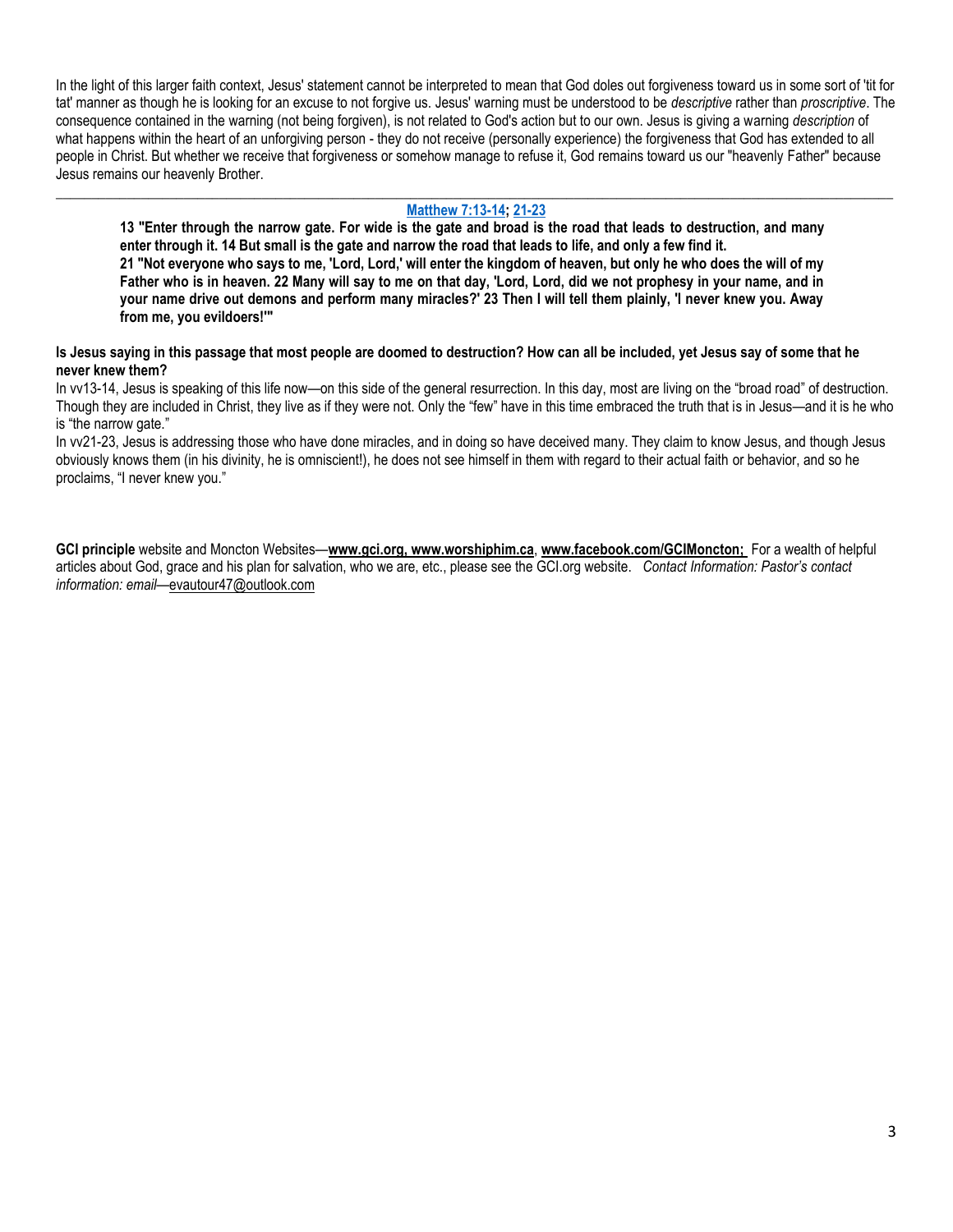In the light of this larger faith context, Jesus' statement cannot be interpreted to mean that God doles out forgiveness toward us in some sort of 'tit for tat' manner as though he is looking for an excuse to not forgive us. Jesus' warning must be understood to be *descriptive* rather than *proscriptive*. The consequence contained in the warning (not being forgiven), is not related to God's action but to our own. Jesus is giving a warning *description* of what happens within the heart of an unforgiving person - they do not receive (personally experience) the forgiveness that God has extended to all people in Christ. But whether we receive that forgiveness or somehow manage to refuse it, God remains toward us our "heavenly Father" because Jesus remains our heavenly Brother.

---

**Matthew 7:13-14; 21-23**

> **13 "Enter through the narrow gate. For wide is the gate and broad is the road that leads to destruction, and many enter through it. 14 But small is the gate and narrow the road that leads to life, and only a few find it.**
> **21 "Not everyone who says to me, 'Lord, Lord,' will enter the kingdom of heaven, but only he who does the will of my Father who is in heaven. 22 Many will say to me on that day, 'Lord, Lord, did we not prophesy in your name, and in your name drive out demons and perform many miracles?' 23 Then I will tell them plainly, 'I never knew you. Away from me, you evildoers!'"**

**Is Jesus saying in this passage that most people are doomed to destruction? How can all be included, yet Jesus say of some that he never knew them?**

In vv13-14, Jesus is speaking of this life now—on this side of the general resurrection. In this day, most are living on the "broad road" of destruction. Though they are included in Christ, they live as if they were not. Only the "few" have in this time embraced the truth that is in Jesus—and it is he who is "the narrow gate."

In vv21-23, Jesus is addressing those who have done miracles, and in doing so have deceived many. They claim to know Jesus, and though Jesus obviously knows them (in his divinity, he is omniscient!), he does not see himself in them with regard to their actual faith or behavior, and so he proclaims, "I never knew you."

**GCI principle** website and Moncton Websites—**www.gci.org, www.worshiphim.ca**, **www.facebook.com/GCIMoncton;** For a wealth of helpful articles about God, grace and his plan for salvation, who we are, etc., please see the GCI.org website. *Contact Information: Pastor's contact information: email*—evautour47@outlook.com